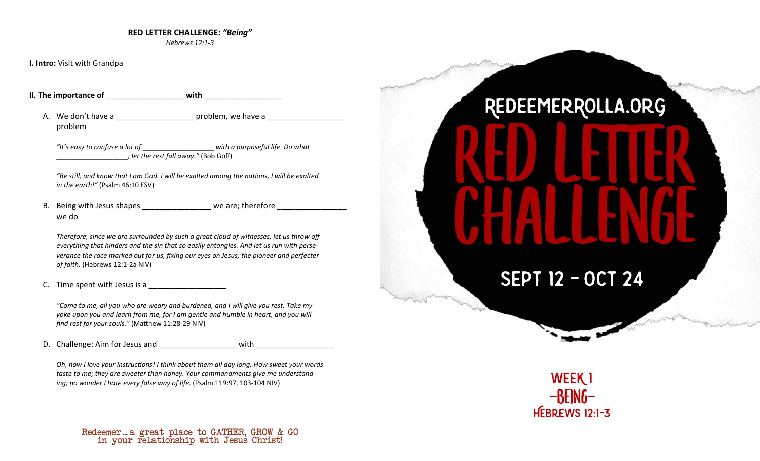**RED LETTER CHALLENGE:** ***"Being"***

*Hebrews 12:1-3*

**I. Intro:** Visit with Grandpa

**II. The importance of __________________ with __________________**

A. We don't have a __________________ problem, we have a __________________ problem

*"It's easy to confuse a lot of __________________ with a purposeful life. Do what __________________; let the rest fall away."* (Bob Goff)

*"Be still, and know that I am God. I will be exalted among the nations, I will be exalted in the earth!"* (Psalm 46:10 ESV)

B. Being with Jesus shapes ________________ we are; therefore ________________ we do

*Therefore, since we are surrounded by such a great cloud of witnesses, let us throw off everything that hinders and the sin that so easily entangles. And let us run with perseverance the race marked out for us, fixing our eyes on Jesus, the pioneer and perfecter of faith.* (Hebrews 12:1-2a NIV)

C. Time spent with Jesus is a __________________

*"Come to me, all you who are weary and burdened, and I will give you rest. Take my yoke upon you and learn from me, for I am gentle and humble in heart, and you will find rest for your souls."* (Matthew 11:28-29 NIV)

D. Challenge: Aim for Jesus and __________________ with __________________

*Oh, how I love your instructions! I think about them all day long. How sweet your words taste to me; they are sweeter than honey. Your commandments give me understanding; no wonder I hate every false way of life.* (Psalm 119:97, 103-104 NIV)

Redeemer … a great place to GATHER, GROW & GO in your relationship with Jesus Christ!

REDEEMERROLLA.ORG

# RED LETTER CHALLENGE

SEPT 12 - OCT 24

WEEK 1

-BEING-

HEBREWS 12:1-3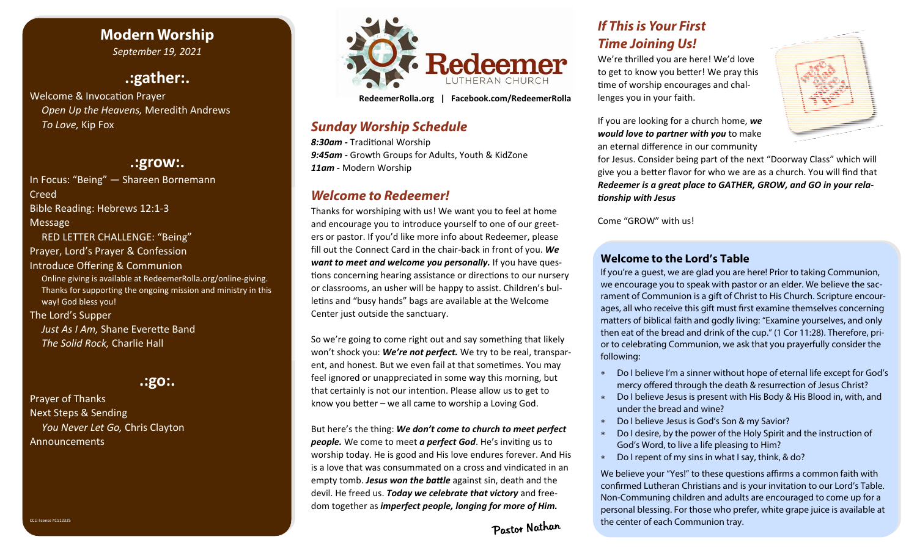## Modern Worship

*September 19, 2021*

### .:gather:.

Welcome & Invocation Prayer

*Open Up the Heavens,* Meredith Andrews

*To Love,* Kip Fox

### .:grow:.

In Focus: "Being" — Shareen Bornemann

Creed

Bible Reading: Hebrews 12:1-3

Message

RED LETTER CHALLENGE: "Being"

Prayer, Lord's Prayer & Confession

Introduce Offering & Communion

Online giving is available at RedeemerRolla.org/online-giving. Thanks for supporting the ongoing mission and ministry in this way! God bless you!

The Lord's Supper

*Just As I Am,* Shane Everette Band

*The Solid Rock,* Charlie Hall

### .:go:.

Prayer of Thanks

Next Steps & Sending

*You Never Let Go,* Chris Clayton

Announcements

CCLI license #1112325

Redeemer LUTHERAN CHURCH

RedeemerRolla.org | Facebook.com/RedeemerRolla

## *Sunday Worship Schedule*

***8:30am -*** Traditional Worship

***9:45am -*** Growth Groups for Adults, Youth & KidZone

***11am -*** Modern Worship

## *Welcome to Redeemer!*

Thanks for worshiping with us! We want you to feel at home and encourage you to introduce yourself to one of our greeters or pastor. If you'd like more info about Redeemer, please fill out the Connect Card in the chair-back in front of you. ***We want to meet and welcome you personally.*** If you have questions concerning hearing assistance or directions to our nursery or classrooms, an usher will be happy to assist. Children's bulletins and "busy hands" bags are available at the Welcome Center just outside the sanctuary.

So we're going to come right out and say something that likely won't shock you: ***We're not perfect.*** We try to be real, transparent, and honest. But we even fail at that sometimes. You may feel ignored or unappreciated in some way this morning, but that certainly is not our intention. Please allow us to get to know you better – we all came to worship a Loving God.

But here's the thing: ***We don't come to church to meet perfect people.*** We come to meet ***a perfect God***. He's inviting us to worship today. He is good and His love endures forever. And His is a love that was consummated on a cross and vindicated in an empty tomb. ***Jesus won the battle*** against sin, death and the devil. He freed us. ***Today we celebrate that victory*** and freedom together as ***imperfect people, longing for more of Him.***

Pastor Nathan

## *If This is Your First Time Joining Us!*

We're thrilled you are here! We'd love to get to know you better! We pray this time of worship encourages and challenges you in your faith.

If you are looking for a church home, ***we would love to partner with you*** to make an eternal difference in our community for Jesus. Consider being part of the next "Doorway Class" which will give you a better flavor for who we are as a church. You will find that ***Redeemer is a great place to GATHER, GROW, and GO in your relationship with Jesus***

Come "GROW" with us!

### Welcome to the Lord's Table

If you're a guest, we are glad you are here! Prior to taking Communion, we encourage you to speak with pastor or an elder. We believe the sacrament of Communion is a gift of Christ to His Church. Scripture encourages, all who receive this gift must first examine themselves concerning matters of biblical faith and godly living: "Examine yourselves, and only then eat of the bread and drink of the cup." (1 Cor 11:28). Therefore, prior to celebrating Communion, we ask that you prayerfully consider the following:

- Do I believe I'm a sinner without hope of eternal life except for God's mercy offered through the death & resurrection of Jesus Christ?
- Do I believe Jesus is present with His Body & His Blood in, with, and under the bread and wine?
- Do I believe Jesus is God's Son & my Savior?
- Do I desire, by the power of the Holy Spirit and the instruction of God's Word, to live a life pleasing to Him?
- Do I repent of my sins in what I say, think, & do?

We believe your "Yes!" to these questions affirms a common faith with confirmed Lutheran Christians and is your invitation to our Lord's Table. Non-Communing children and adults are encouraged to come up for a personal blessing. For those who prefer, white grape juice is available at the center of each Communion tray.